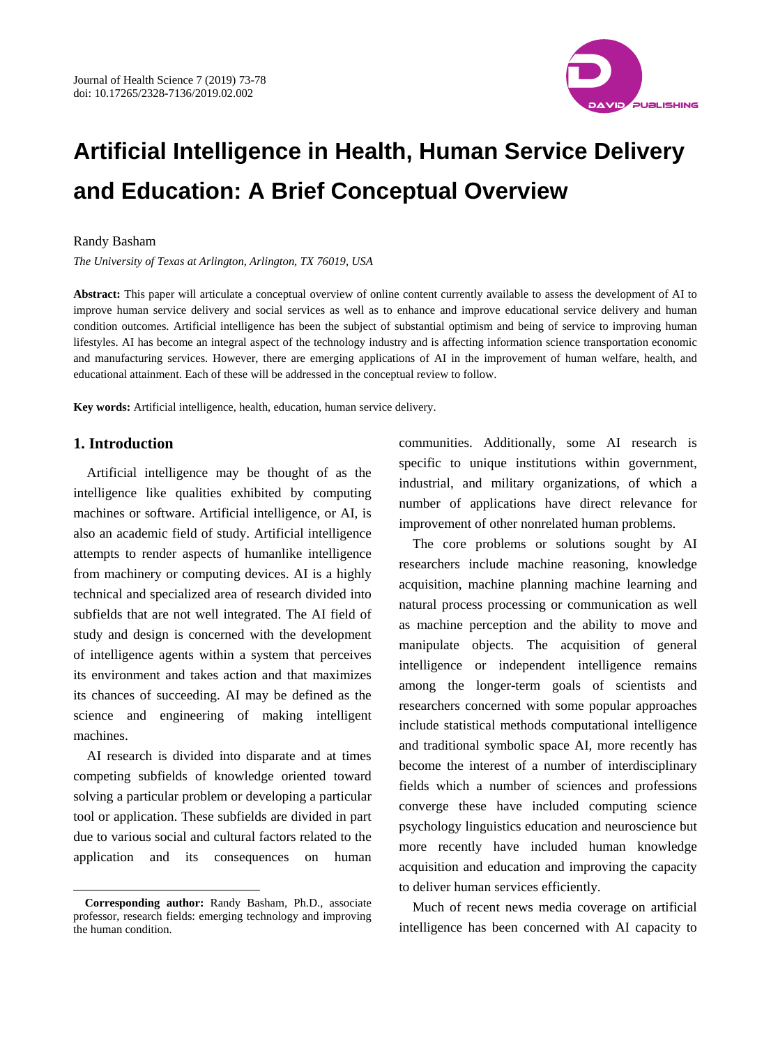# Artificial Intelligence in Health, Human Service Delivery and Education: A Brief Conceptual Overview

Randy Basham

*The University of Texas at Arlington, Arlington, TX 76019, USA*

**Abstract:** This paper will articulate a conceptual overview of online content currently available to assess the development of AI to improve human service delivery and social services as well as to enhance and improve educational service delivery and human condition outcomes. Artificial intelligence has been the subject of substantial optimism and being of service to improving human lifestyles. AI has become an integral aspect of the technology industry and is affecting information science transportation economic and manufacturing services. However, there are emerging applications of AI in the improvement of human welfare, health, and educational attainment. Each of these will be addressed in the conceptual review to follow.

**Key words:** Artificial intelligence, health, education, human service delivery.

## 1. Introduction

Artificial intelligence may be thought of as the intelligence like qualities exhibited by computing machines or software. Artificial intelligence, or AI, is also an academic field of study. Artificial intelligence attempts to render aspects of humanlike intelligence from machinery or computing devices. AI is a highly technical and specialized area of research divided into subfields that are not well integrated. The AI field of study and design is concerned with the development of intelligence agents within a system that perceives its environment and takes action and that maximizes its chances of succeeding. AI may be defined as the science and engineering of making intelligent machines.

AI research is divided into disparate and at times competing subfields of knowledge oriented toward solving a particular problem or developing a particular tool or application. These subfields are divided in part due to various social and cultural factors related to the application and its consequences on human communities. Additionally, some AI research is specific to unique institutions within government, industrial, and military organizations, of which a number of applications have direct relevance for improvement of other nonrelated human problems.

The core problems or solutions sought by AI researchers include machine reasoning, knowledge acquisition, machine planning machine learning and natural process processing or communication as well as machine perception and the ability to move and manipulate objects. The acquisition of general intelligence or independent intelligence remains among the longer-term goals of scientists and researchers concerned with some popular approaches include statistical methods computational intelligence and traditional symbolic space AI, more recently has become the interest of a number of interdisciplinary fields which a number of sciences and professions converge these have included computing science psychology linguistics education and neuroscience but more recently have included human knowledge acquisition and education and improving the capacity to deliver human services efficiently.

Much of recent news media coverage on artificial intelligence has been concerned with AI capacity to

---

**Corresponding author:** Randy Basham, Ph.D., associate professor, research fields: emerging technology and improving the human condition.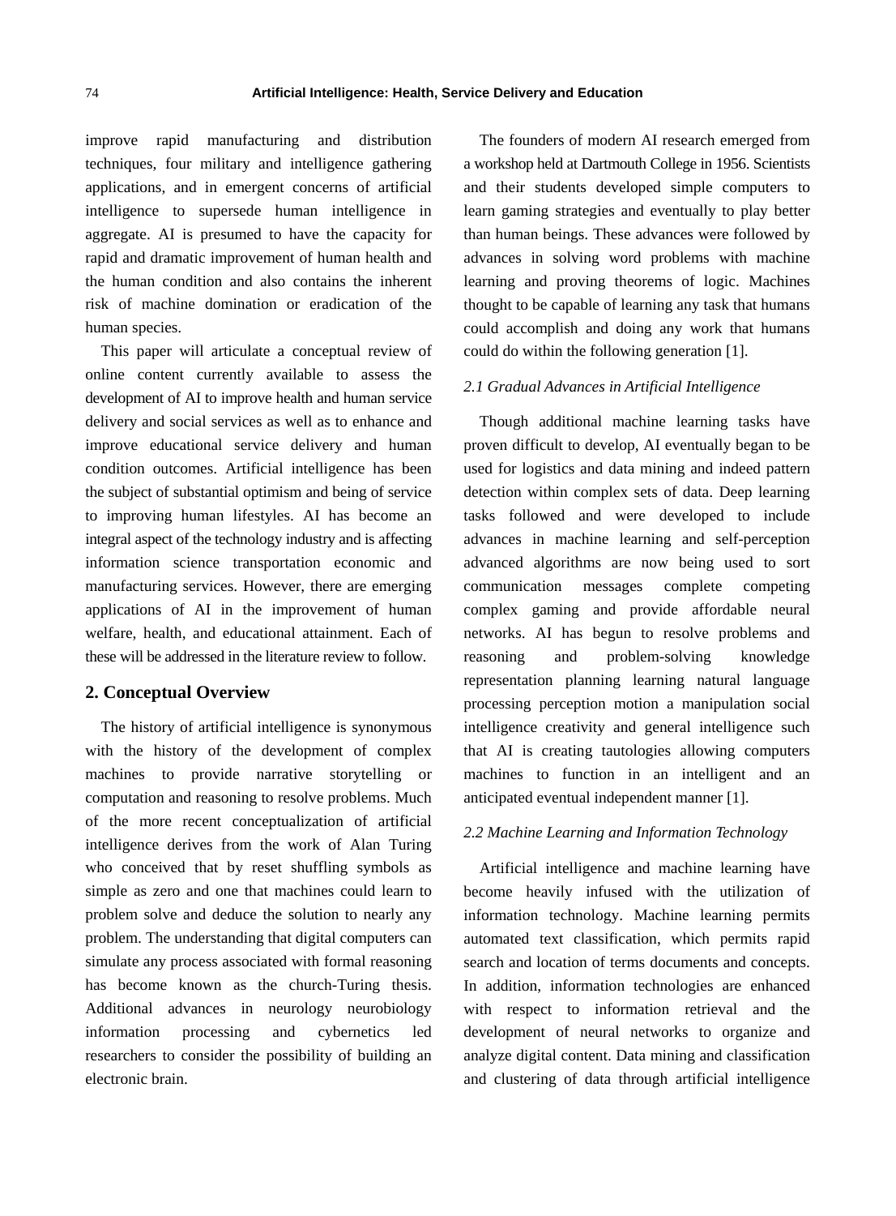improve rapid manufacturing and distribution techniques, four military and intelligence gathering applications, and in emergent concerns of artificial intelligence to supersede human intelligence in aggregate. AI is presumed to have the capacity for rapid and dramatic improvement of human health and the human condition and also contains the inherent risk of machine domination or eradication of the human species.

This paper will articulate a conceptual review of online content currently available to assess the development of AI to improve health and human service delivery and social services as well as to enhance and improve educational service delivery and human condition outcomes. Artificial intelligence has been the subject of substantial optimism and being of service to improving human lifestyles. AI has become an integral aspect of the technology industry and is affecting information science transportation economic and manufacturing services. However, there are emerging applications of AI in the improvement of human welfare, health, and educational attainment. Each of these will be addressed in the literature review to follow.

## 2. Conceptual Overview

The history of artificial intelligence is synonymous with the history of the development of complex machines to provide narrative storytelling or computation and reasoning to resolve problems. Much of the more recent conceptualization of artificial intelligence derives from the work of Alan Turing who conceived that by reset shuffling symbols as simple as zero and one that machines could learn to problem solve and deduce the solution to nearly any problem. The understanding that digital computers can simulate any process associated with formal reasoning has become known as the church-Turing thesis. Additional advances in neurology neurobiology information processing and cybernetics led researchers to consider the possibility of building an electronic brain.

The founders of modern AI research emerged from a workshop held at Dartmouth College in 1956. Scientists and their students developed simple computers to learn gaming strategies and eventually to play better than human beings. These advances were followed by advances in solving word problems with machine learning and proving theorems of logic. Machines thought to be capable of learning any task that humans could accomplish and doing any work that humans could do within the following generation [1].

### *2.1 Gradual Advances in Artificial Intelligence*

Though additional machine learning tasks have proven difficult to develop, AI eventually began to be used for logistics and data mining and indeed pattern detection within complex sets of data. Deep learning tasks followed and were developed to include advances in machine learning and self-perception advanced algorithms are now being used to sort communication messages complete competing complex gaming and provide affordable neural networks. AI has begun to resolve problems and reasoning and problem-solving knowledge representation planning learning natural language processing perception motion a manipulation social intelligence creativity and general intelligence such that AI is creating tautologies allowing computers machines to function in an intelligent and an anticipated eventual independent manner [1].

### *2.2 Machine Learning and Information Technology*

Artificial intelligence and machine learning have become heavily infused with the utilization of information technology. Machine learning permits automated text classification, which permits rapid search and location of terms documents and concepts. In addition, information technologies are enhanced with respect to information retrieval and the development of neural networks to organize and analyze digital content. Data mining and classification and clustering of data through artificial intelligence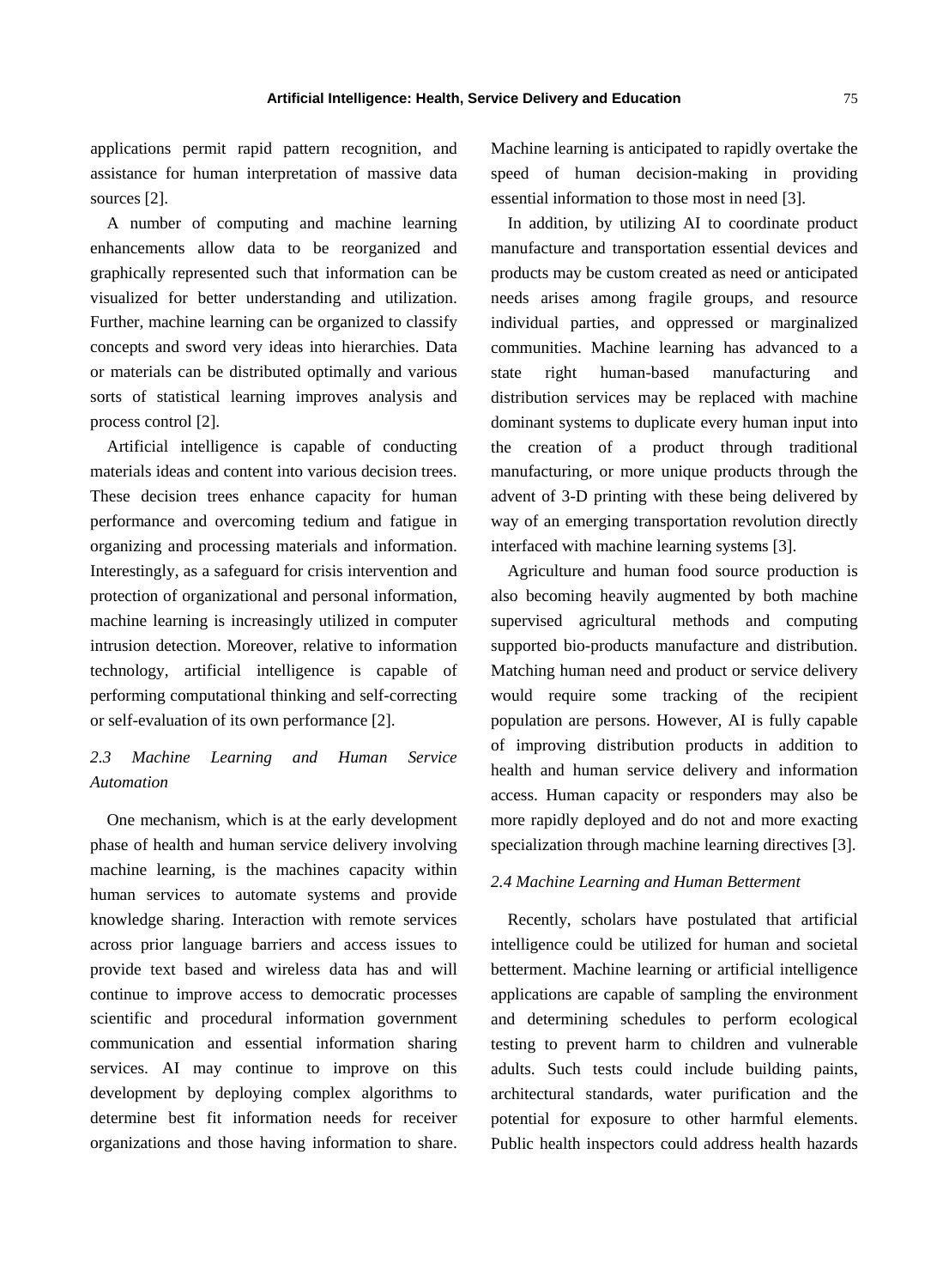applications permit rapid pattern recognition, and assistance for human interpretation of massive data sources [2].

A number of computing and machine learning enhancements allow data to be reorganized and graphically represented such that information can be visualized for better understanding and utilization. Further, machine learning can be organized to classify concepts and sword very ideas into hierarchies. Data or materials can be distributed optimally and various sorts of statistical learning improves analysis and process control [2].

Artificial intelligence is capable of conducting materials ideas and content into various decision trees. These decision trees enhance capacity for human performance and overcoming tedium and fatigue in organizing and processing materials and information. Interestingly, as a safeguard for crisis intervention and protection of organizational and personal information, machine learning is increasingly utilized in computer intrusion detection. Moreover, relative to information technology, artificial intelligence is capable of performing computational thinking and self-correcting or self-evaluation of its own performance [2].

### *2.3 Machine Learning and Human Service Automation*

One mechanism, which is at the early development phase of health and human service delivery involving machine learning, is the machines capacity within human services to automate systems and provide knowledge sharing. Interaction with remote services across prior language barriers and access issues to provide text based and wireless data has and will continue to improve access to democratic processes scientific and procedural information government communication and essential information sharing services. AI may continue to improve on this development by deploying complex algorithms to determine best fit information needs for receiver organizations and those having information to share. Machine learning is anticipated to rapidly overtake the speed of human decision-making in providing essential information to those most in need [3].

In addition, by utilizing AI to coordinate product manufacture and transportation essential devices and products may be custom created as need or anticipated needs arises among fragile groups, and resource individual parties, and oppressed or marginalized communities. Machine learning has advanced to a state right human-based manufacturing and distribution services may be replaced with machine dominant systems to duplicate every human input into the creation of a product through traditional manufacturing, or more unique products through the advent of 3-D printing with these being delivered by way of an emerging transportation revolution directly interfaced with machine learning systems [3].

Agriculture and human food source production is also becoming heavily augmented by both machine supervised agricultural methods and computing supported bio-products manufacture and distribution. Matching human need and product or service delivery would require some tracking of the recipient population are persons. However, AI is fully capable of improving distribution products in addition to health and human service delivery and information access. Human capacity or responders may also be more rapidly deployed and do not and more exacting specialization through machine learning directives [3].

### *2.4 Machine Learning and Human Betterment*

Recently, scholars have postulated that artificial intelligence could be utilized for human and societal betterment. Machine learning or artificial intelligence applications are capable of sampling the environment and determining schedules to perform ecological testing to prevent harm to children and vulnerable adults. Such tests could include building paints, architectural standards, water purification and the potential for exposure to other harmful elements. Public health inspectors could address health hazards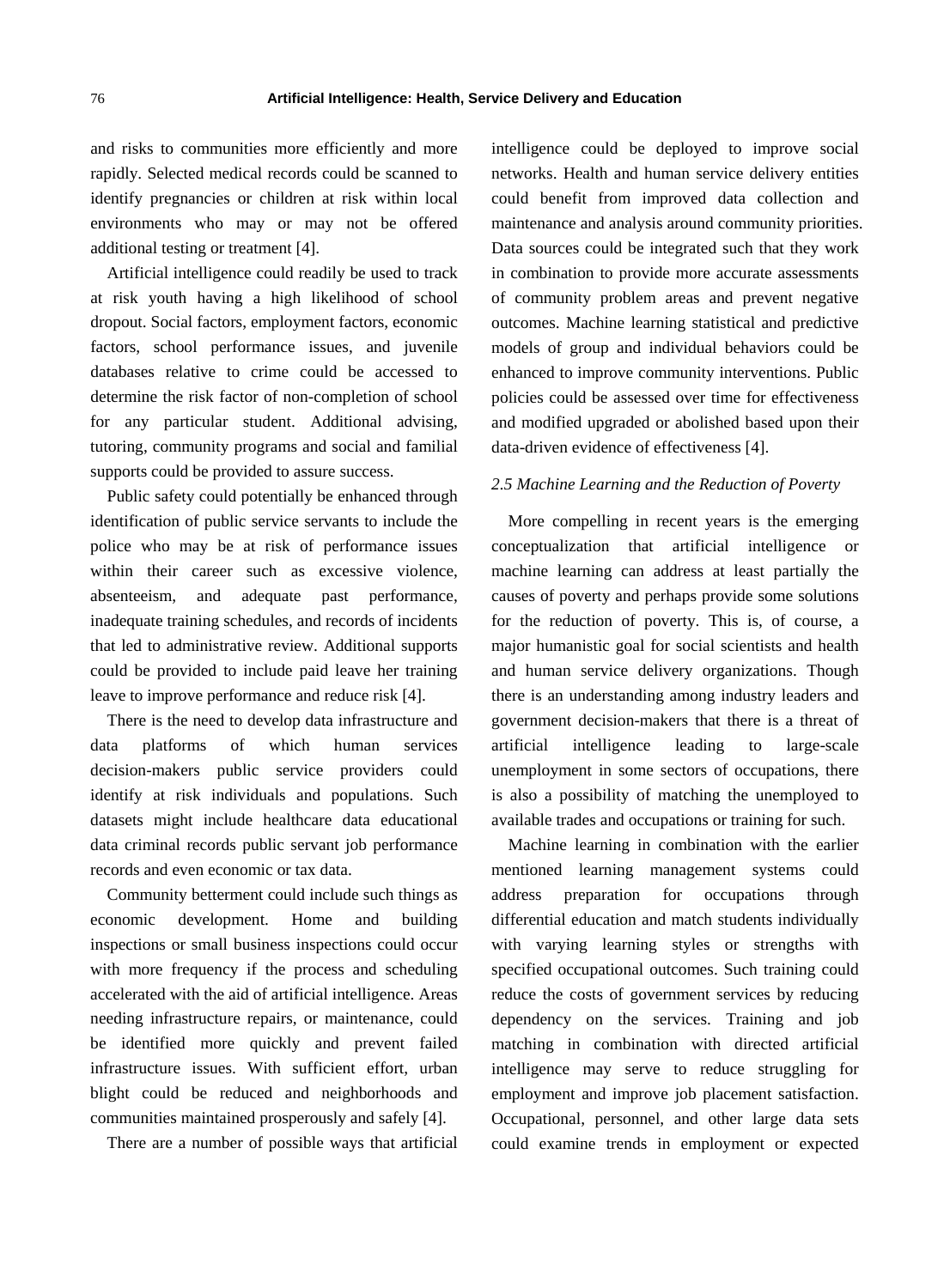and risks to communities more efficiently and more rapidly. Selected medical records could be scanned to identify pregnancies or children at risk within local environments who may or may not be offered additional testing or treatment [4].

Artificial intelligence could readily be used to track at risk youth having a high likelihood of school dropout. Social factors, employment factors, economic factors, school performance issues, and juvenile databases relative to crime could be accessed to determine the risk factor of non-completion of school for any particular student. Additional advising, tutoring, community programs and social and familial supports could be provided to assure success.

Public safety could potentially be enhanced through identification of public service servants to include the police who may be at risk of performance issues within their career such as excessive violence, absenteeism, and adequate past performance, inadequate training schedules, and records of incidents that led to administrative review. Additional supports could be provided to include paid leave her training leave to improve performance and reduce risk [4].

There is the need to develop data infrastructure and data platforms of which human services decision-makers public service providers could identify at risk individuals and populations. Such datasets might include healthcare data educational data criminal records public servant job performance records and even economic or tax data.

Community betterment could include such things as economic development. Home and building inspections or small business inspections could occur with more frequency if the process and scheduling accelerated with the aid of artificial intelligence. Areas needing infrastructure repairs, or maintenance, could be identified more quickly and prevent failed infrastructure issues. With sufficient effort, urban blight could be reduced and neighborhoods and communities maintained prosperously and safely [4].

There are a number of possible ways that artificial intelligence could be deployed to improve social networks. Health and human service delivery entities could benefit from improved data collection and maintenance and analysis around community priorities. Data sources could be integrated such that they work in combination to provide more accurate assessments of community problem areas and prevent negative outcomes. Machine learning statistical and predictive models of group and individual behaviors could be enhanced to improve community interventions. Public policies could be assessed over time for effectiveness and modified upgraded or abolished based upon their data-driven evidence of effectiveness [4].

### *2.5 Machine Learning and the Reduction of Poverty*

More compelling in recent years is the emerging conceptualization that artificial intelligence or machine learning can address at least partially the causes of poverty and perhaps provide some solutions for the reduction of poverty. This is, of course, a major humanistic goal for social scientists and health and human service delivery organizations. Though there is an understanding among industry leaders and government decision-makers that there is a threat of artificial intelligence leading to large-scale unemployment in some sectors of occupations, there is also a possibility of matching the unemployed to available trades and occupations or training for such.

Machine learning in combination with the earlier mentioned learning management systems could address preparation for occupations through differential education and match students individually with varying learning styles or strengths with specified occupational outcomes. Such training could reduce the costs of government services by reducing dependency on the services. Training and job matching in combination with directed artificial intelligence may serve to reduce struggling for employment and improve job placement satisfaction. Occupational, personnel, and other large data sets could examine trends in employment or expected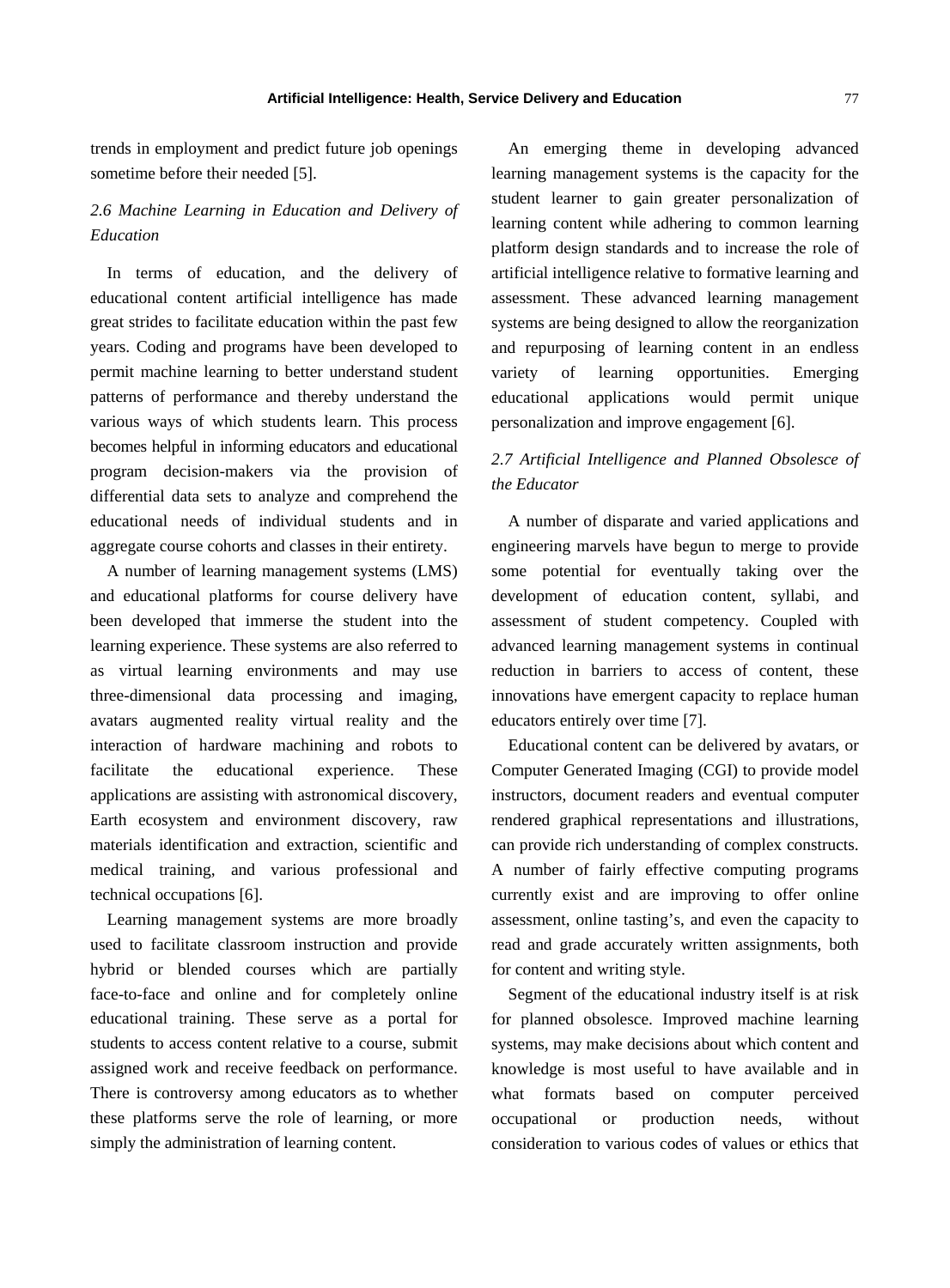trends in employment and predict future job openings sometime before their needed [5].

*2.6 Machine Learning in Education and Delivery of Education*

In terms of education, and the delivery of educational content artificial intelligence has made great strides to facilitate education within the past few years. Coding and programs have been developed to permit machine learning to better understand student patterns of performance and thereby understand the various ways of which students learn. This process becomes helpful in informing educators and educational program decision-makers via the provision of differential data sets to analyze and comprehend the educational needs of individual students and in aggregate course cohorts and classes in their entirety.

A number of learning management systems (LMS) and educational platforms for course delivery have been developed that immerse the student into the learning experience. These systems are also referred to as virtual learning environments and may use three-dimensional data processing and imaging, avatars augmented reality virtual reality and the interaction of hardware machining and robots to facilitate the educational experience. These applications are assisting with astronomical discovery, Earth ecosystem and environment discovery, raw materials identification and extraction, scientific and medical training, and various professional and technical occupations [6].

Learning management systems are more broadly used to facilitate classroom instruction and provide hybrid or blended courses which are partially face-to-face and online and for completely online educational training. These serve as a portal for students to access content relative to a course, submit assigned work and receive feedback on performance. There is controversy among educators as to whether these platforms serve the role of learning, or more simply the administration of learning content.

An emerging theme in developing advanced learning management systems is the capacity for the student learner to gain greater personalization of learning content while adhering to common learning platform design standards and to increase the role of artificial intelligence relative to formative learning and assessment. These advanced learning management systems are being designed to allow the reorganization and repurposing of learning content in an endless variety of learning opportunities. Emerging educational applications would permit unique personalization and improve engagement [6].

*2.7 Artificial Intelligence and Planned Obsolesce of the Educator*

A number of disparate and varied applications and engineering marvels have begun to merge to provide some potential for eventually taking over the development of education content, syllabi, and assessment of student competency. Coupled with advanced learning management systems in continual reduction in barriers to access of content, these innovations have emergent capacity to replace human educators entirely over time [7].

Educational content can be delivered by avatars, or Computer Generated Imaging (CGI) to provide model instructors, document readers and eventual computer rendered graphical representations and illustrations, can provide rich understanding of complex constructs. A number of fairly effective computing programs currently exist and are improving to offer online assessment, online tasting's, and even the capacity to read and grade accurately written assignments, both for content and writing style.

Segment of the educational industry itself is at risk for planned obsolesce. Improved machine learning systems, may make decisions about which content and knowledge is most useful to have available and in what formats based on computer perceived occupational or production needs, without consideration to various codes of values or ethics that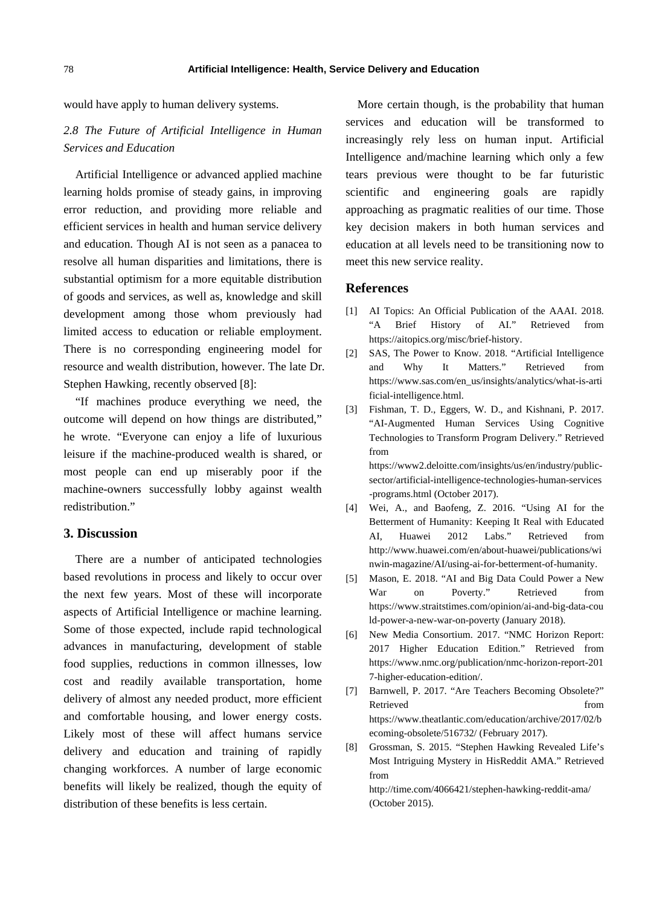would have apply to human delivery systems.

*2.8 The Future of Artificial Intelligence in Human Services and Education*

Artificial Intelligence or advanced applied machine learning holds promise of steady gains, in improving error reduction, and providing more reliable and efficient services in health and human service delivery and education. Though AI is not seen as a panacea to resolve all human disparities and limitations, there is substantial optimism for a more equitable distribution of goods and services, as well as, knowledge and skill development among those whom previously had limited access to education or reliable employment. There is no corresponding engineering model for resource and wealth distribution, however. The late Dr. Stephen Hawking, recently observed [8]:

"If machines produce everything we need, the outcome will depend on how things are distributed," he wrote. "Everyone can enjoy a life of luxurious leisure if the machine-produced wealth is shared, or most people can end up miserably poor if the machine-owners successfully lobby against wealth redistribution."

## 3. Discussion

There are a number of anticipated technologies based revolutions in process and likely to occur over the next few years. Most of these will incorporate aspects of Artificial Intelligence or machine learning. Some of those expected, include rapid technological advances in manufacturing, development of stable food supplies, reductions in common illnesses, low cost and readily available transportation, home delivery of almost any needed product, more efficient and comfortable housing, and lower energy costs. Likely most of these will affect humans service delivery and education and training of rapidly changing workforces. A number of large economic benefits will likely be realized, though the equity of distribution of these benefits is less certain.

More certain though, is the probability that human services and education will be transformed to increasingly rely less on human input. Artificial Intelligence and/machine learning which only a few tears previous were thought to be far futuristic scientific and engineering goals are rapidly approaching as pragmatic realities of our time. Those key decision makers in both human services and education at all levels need to be transitioning now to meet this new service reality.

## References

[1] AI Topics: An Official Publication of the AAAI. 2018. "A Brief History of AI." Retrieved from https://aitopics.org/misc/brief-history.

[2] SAS, The Power to Know. 2018. "Artificial Intelligence and Why It Matters." Retrieved from https://www.sas.com/en_us/insights/analytics/what-is-artificial-intelligence.html.

[3] Fishman, T. D., Eggers, W. D., and Kishnani, P. 2017. "AI-Augmented Human Services Using Cognitive Technologies to Transform Program Delivery." Retrieved from https://www2.deloitte.com/insights/us/en/industry/public-sector/artificial-intelligence-technologies-human-services-programs.html (October 2017).

[4] Wei, A., and Baofeng, Z. 2016. "Using AI for the Betterment of Humanity: Keeping It Real with Educated AI, Huawei 2012 Labs." Retrieved from http://www.huawei.com/en/about-huawei/publications/winwin-magazine/AI/using-ai-for-betterment-of-humanity.

[5] Mason, E. 2018. "AI and Big Data Could Power a New War on Poverty." Retrieved from https://www.straitstimes.com/opinion/ai-and-big-data-could-power-a-new-war-on-poverty (January 2018).

[6] New Media Consortium. 2017. "NMC Horizon Report: 2017 Higher Education Edition." Retrieved from https://www.nmc.org/publication/nmc-horizon-report-2017-higher-education-edition/.

[7] Barnwell, P. 2017. "Are Teachers Becoming Obsolete?" Retrieved from https://www.theatlantic.com/education/archive/2017/02/becoming-obsolete/516732/ (February 2017).

[8] Grossman, S. 2015. "Stephen Hawking Revealed Life's Most Intriguing Mystery in HisReddit AMA." Retrieved from http://time.com/4066421/stephen-hawking-reddit-ama/ (October 2015).